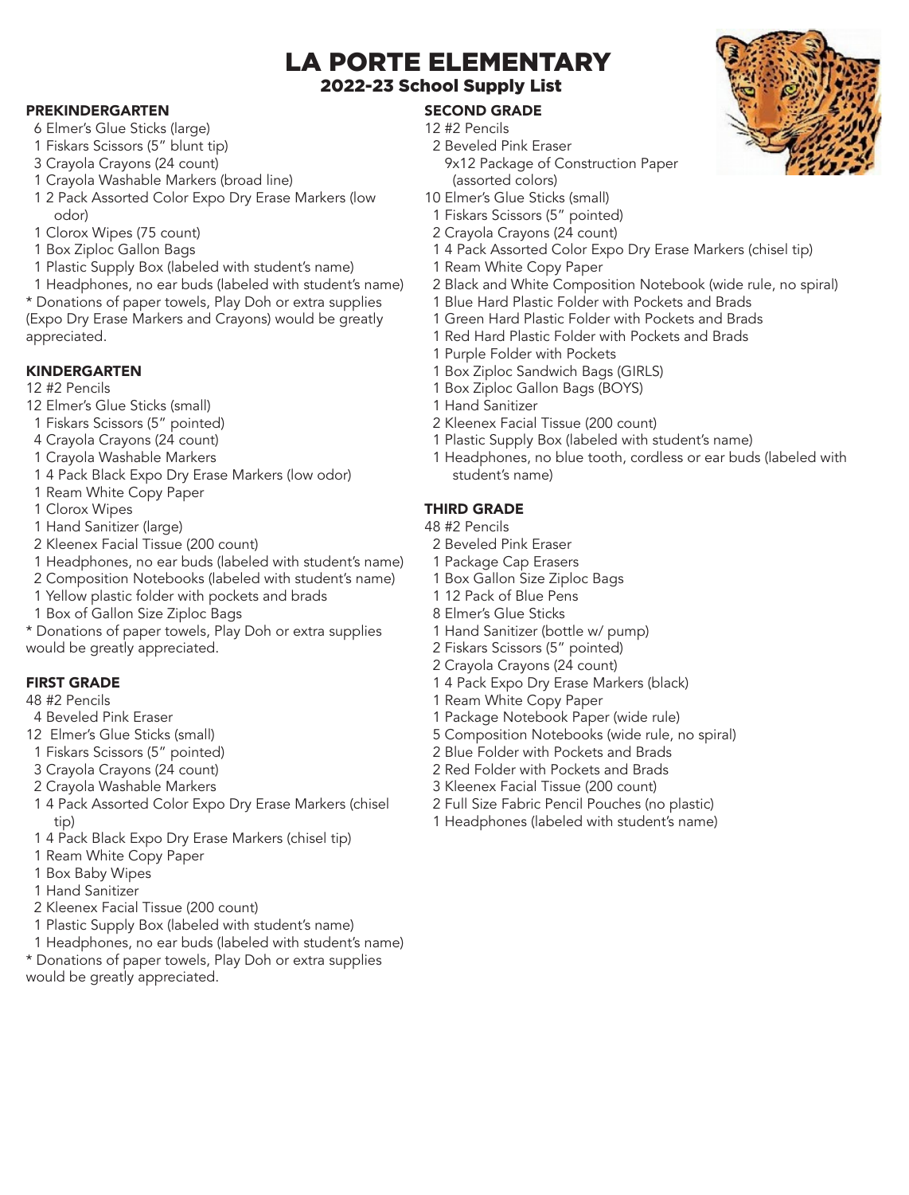# LA PORTE ELEMENTARY

## 2022-23 School Supply List

### PREKINDERGARTEN

- 6 Elmer's Glue Sticks (large)
- 1 Fiskars Scissors (5" blunt tip)
- 3 Crayola Crayons (24 count)
- 1 Crayola Washable Markers (broad line)
- 1 2 Pack Assorted Color Expo Dry Erase Markers (low odor)
- 1 Clorox Wipes (75 count)
- 1 Box Ziploc Gallon Bags
- 1 Plastic Supply Box (labeled with student's name)
- 1 Headphones, no ear buds (labeled with student's name)

* Donations of paper towels, Play Doh or extra supplies (Expo Dry Erase Markers and Crayons) would be greatly appreciated.

### KINDERGARTEN

- 12 #2 Pencils
- 12 Elmer's Glue Sticks (small)
- 1 Fiskars Scissors (5" pointed)
- 4 Crayola Crayons (24 count)
- 1 Crayola Washable Markers
- 1 4 Pack Black Expo Dry Erase Markers (low odor)
- 1 Ream White Copy Paper
- 1 Clorox Wipes
- 1 Hand Sanitizer (large)
- 2 Kleenex Facial Tissue (200 count)
- 1 Headphones, no ear buds (labeled with student's name)
- 2 Composition Notebooks (labeled with student's name)
- 1 Yellow plastic folder with pockets and brads
- 1 Box of Gallon Size Ziploc Bags

* Donations of paper towels, Play Doh or extra supplies would be greatly appreciated.

### FIRST GRADE

- 48 #2 Pencils
- 4 Beveled Pink Eraser
- 12 Elmer's Glue Sticks (small)
- 1 Fiskars Scissors (5" pointed)
- 3 Crayola Crayons (24 count)
- 2 Crayola Washable Markers
- 1 4 Pack Assorted Color Expo Dry Erase Markers (chisel tip)
- 1 4 Pack Black Expo Dry Erase Markers (chisel tip)
- 1 Ream White Copy Paper
- 1 Box Baby Wipes
- 1 Hand Sanitizer
- 2 Kleenex Facial Tissue (200 count)
- 1 Plastic Supply Box (labeled with student's name)
- 1 Headphones, no ear buds (labeled with student's name)

* Donations of paper towels, Play Doh or extra supplies would be greatly appreciated.

### SECOND GRADE

- 12 #2 Pencils
- 2 Beveled Pink Eraser
- 9x12 Package of Construction Paper (assorted colors)
- 10 Elmer's Glue Sticks (small)
- 1 Fiskars Scissors (5" pointed)
- 2 Crayola Crayons (24 count)
- 1 4 Pack Assorted Color Expo Dry Erase Markers (chisel tip)
- 1 Ream White Copy Paper
- 2 Black and White Composition Notebook (wide rule, no spiral)
- 1 Blue Hard Plastic Folder with Pockets and Brads
- 1 Green Hard Plastic Folder with Pockets and Brads
- 1 Red Hard Plastic Folder with Pockets and Brads
- 1 Purple Folder with Pockets
- 1 Box Ziploc Sandwich Bags (GIRLS)
- 1 Box Ziploc Gallon Bags (BOYS)
- 1 Hand Sanitizer
- 2 Kleenex Facial Tissue (200 count)
- 1 Plastic Supply Box (labeled with student's name)
- 1 Headphones, no blue tooth, cordless or ear buds (labeled with student's name)

### THIRD GRADE

- 48 #2 Pencils
- 2 Beveled Pink Eraser
- 1 Package Cap Erasers
- 1 Box Gallon Size Ziploc Bags
- 1 12 Pack of Blue Pens
- 8 Elmer's Glue Sticks
- 1 Hand Sanitizer (bottle w/ pump)
- 2 Fiskars Scissors (5" pointed)
- 2 Crayola Crayons (24 count)
- 1 4 Pack Expo Dry Erase Markers (black)
- 1 Ream White Copy Paper
- 1 Package Notebook Paper (wide rule)
- 5 Composition Notebooks (wide rule, no spiral)
- 2 Blue Folder with Pockets and Brads
- 2 Red Folder with Pockets and Brads
- 3 Kleenex Facial Tissue (200 count)
- 2 Full Size Fabric Pencil Pouches (no plastic)
- 1 Headphones (labeled with student's name)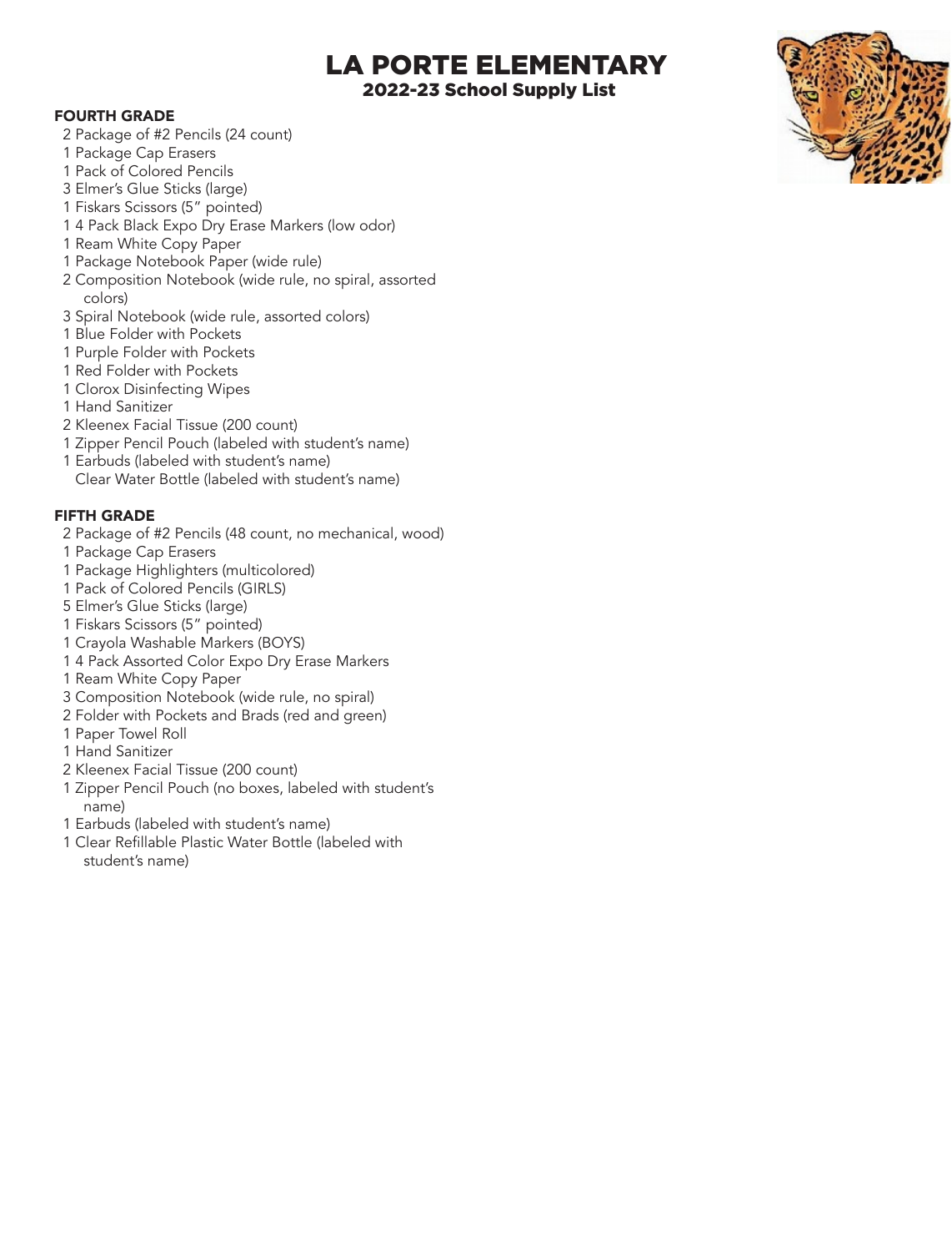# LA PORTE ELEMENTARY

## 2022-23 School Supply List

### FOURTH GRADE

2 Package of #2 Pencils (24 count)
1 Package Cap Erasers
1 Pack of Colored Pencils
3 Elmer's Glue Sticks (large)
1 Fiskars Scissors (5" pointed)
1 4 Pack Black Expo Dry Erase Markers (low odor)
1 Ream White Copy Paper
1 Package Notebook Paper (wide rule)
2 Composition Notebook (wide rule, no spiral, assorted colors)
3 Spiral Notebook (wide rule, assorted colors)
1 Blue Folder with Pockets
1 Purple Folder with Pockets
1 Red Folder with Pockets
1 Clorox Disinfecting Wipes
1 Hand Sanitizer
2 Kleenex Facial Tissue (200 count)
1 Zipper Pencil Pouch (labeled with student's name)
1 Earbuds (labeled with student's name)
Clear Water Bottle (labeled with student's name)

### FIFTH GRADE

2 Package of #2 Pencils (48 count, no mechanical, wood)
1 Package Cap Erasers
1 Package Highlighters (multicolored)
1 Pack of Colored Pencils (GIRLS)
5 Elmer's Glue Sticks (large)
1 Fiskars Scissors (5" pointed)
1 Crayola Washable Markers (BOYS)
1 4 Pack Assorted Color Expo Dry Erase Markers
1 Ream White Copy Paper
3 Composition Notebook (wide rule, no spiral)
2 Folder with Pockets and Brads (red and green)
1 Paper Towel Roll
1 Hand Sanitizer
2 Kleenex Facial Tissue (200 count)
1 Zipper Pencil Pouch (no boxes, labeled with student's name)
1 Earbuds (labeled with student's name)
1 Clear Refillable Plastic Water Bottle (labeled with student's name)